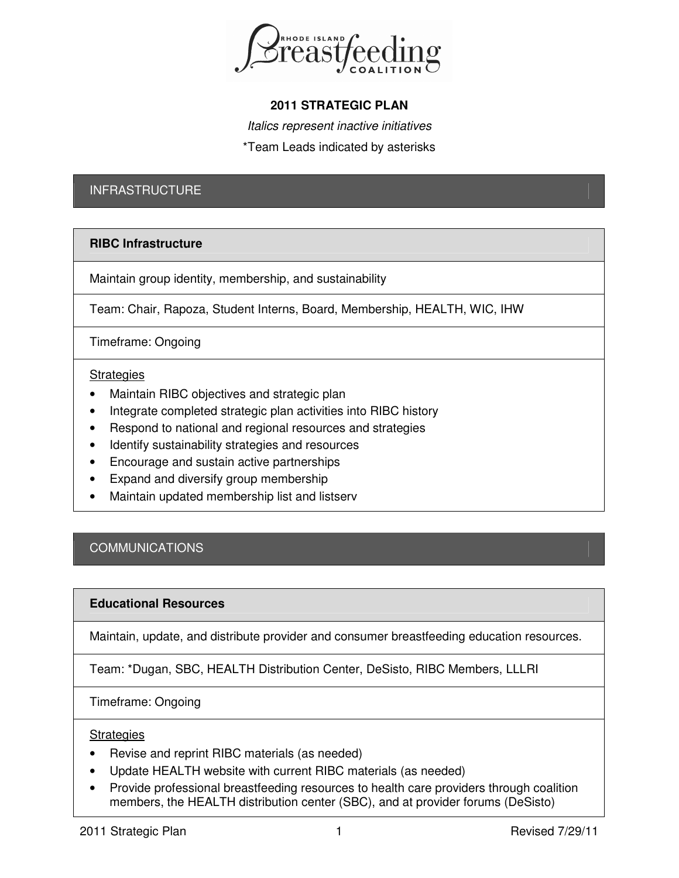# 2011 STRATEGIC PLAN

*Italics represent inactive initiatives*

*Team Leads indicated by asterisks

## INFRASTRUCTURE

### RIBC Infrastructure

Maintain group identity, membership, and sustainability

Team: Chair, Rapoza, Student Interns, Board, Membership, HEALTH, WIC, IHW

Timeframe: Ongoing

Strategies

- Maintain RIBC objectives and strategic plan
- Integrate completed strategic plan activities into RIBC history
- Respond to national and regional resources and strategies
- Identify sustainability strategies and resources
- Encourage and sustain active partnerships
- Expand and diversify group membership
- Maintain updated membership list and listserv

## COMMUNICATIONS

### Educational Resources

Maintain, update, and distribute provider and consumer breastfeeding education resources.

Team: *Dugan, SBC, HEALTH Distribution Center, DeSisto, RIBC Members, LLLRI

Timeframe: Ongoing

Strategies

- Revise and reprint RIBC materials (as needed)
- Update HEALTH website with current RIBC materials (as needed)
- Provide professional breastfeeding resources to health care providers through coalition members, the HEALTH distribution center (SBC), and at provider forums (DeSisto)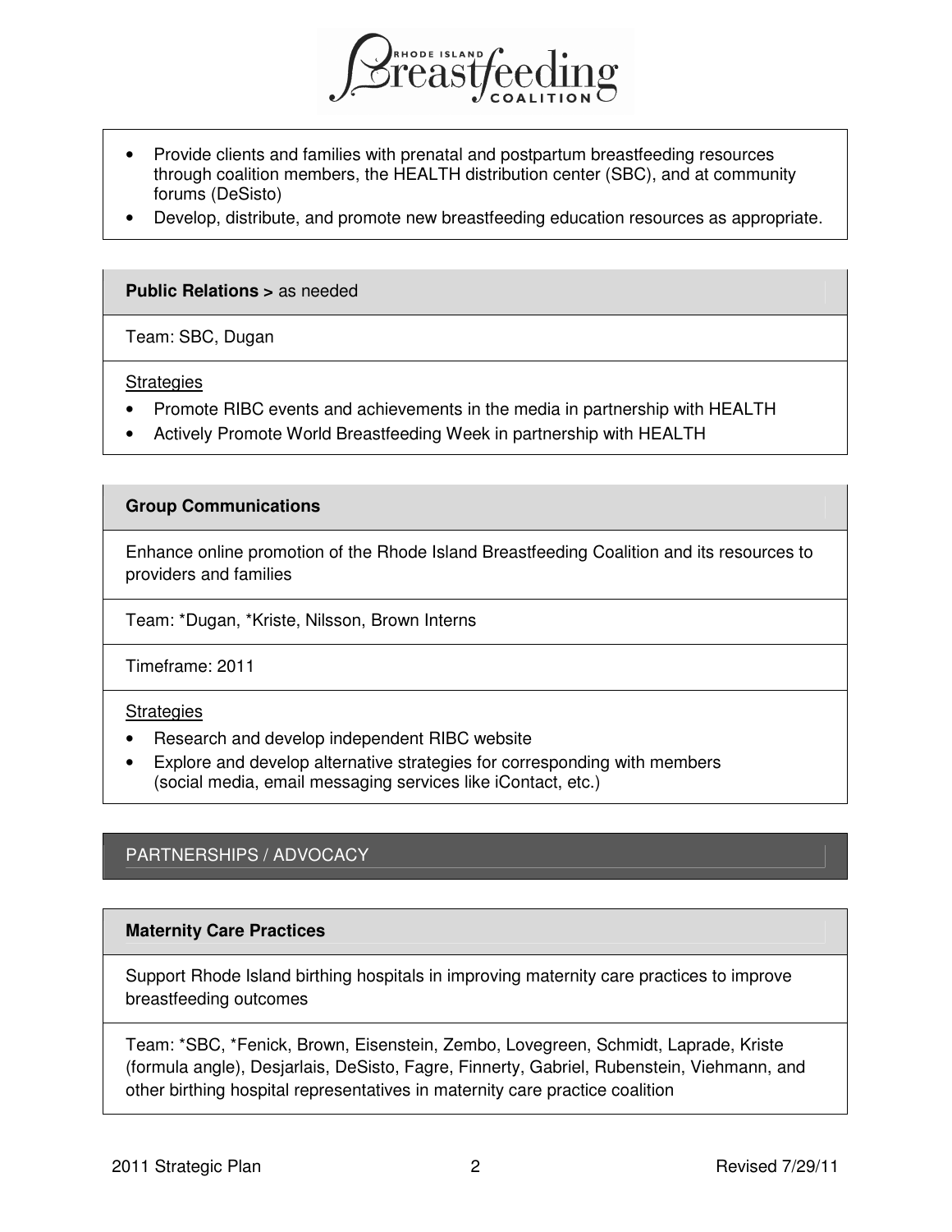- Provide clients and families with prenatal and postpartum breastfeeding resources through coalition members, the HEALTH distribution center (SBC), and at community forums (DeSisto)
- Develop, distribute, and promote new breastfeeding education resources as appropriate.

### Public Relations > as needed

Team: SBC, Dugan

Strategies

- Promote RIBC events and achievements in the media in partnership with HEALTH
- Actively Promote World Breastfeeding Week in partnership with HEALTH

### Group Communications

Enhance online promotion of the Rhode Island Breastfeeding Coalition and its resources to providers and families

Team: *Dugan, *Kriste, Nilsson, Brown Interns

Timeframe: 2011

Strategies

- Research and develop independent RIBC website
- Explore and develop alternative strategies for corresponding with members (social media, email messaging services like iContact, etc.)

## PARTNERSHIPS / ADVOCACY

### Maternity Care Practices

Support Rhode Island birthing hospitals in improving maternity care practices to improve breastfeeding outcomes

Team: *SBC, *Fenick, Brown, Eisenstein, Zembo, Lovegreen, Schmidt, Laprade, Kriste (formula angle), Desjarlais, DeSisto, Fagre, Finnerty, Gabriel, Rubenstein, Viehmann, and other birthing hospital representatives in maternity care practice coalition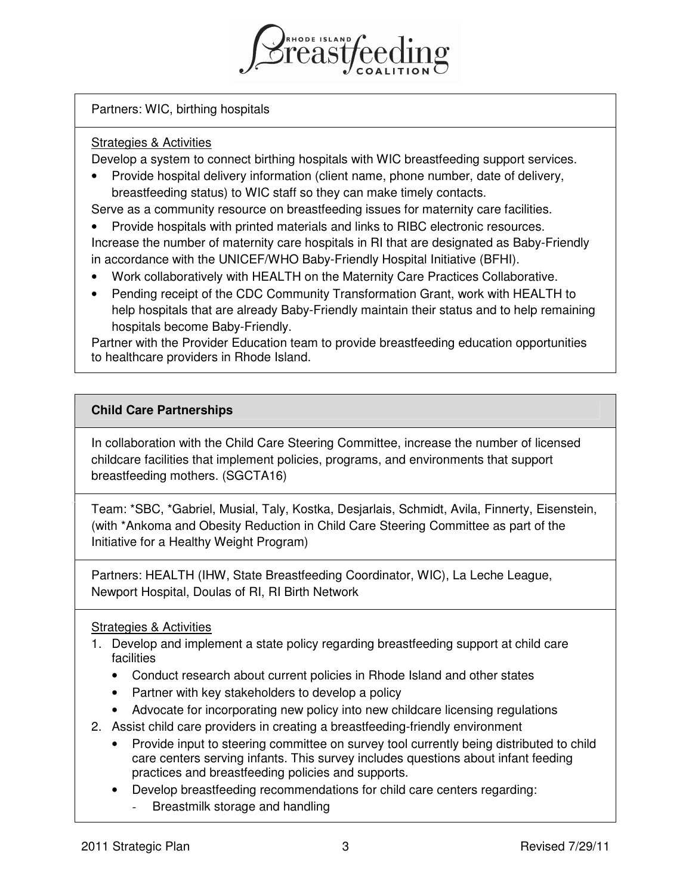Partners: WIC, birthing hospitals

Strategies & Activities

Develop a system to connect birthing hospitals with WIC breastfeeding support services.

- Provide hospital delivery information (client name, phone number, date of delivery, breastfeeding status) to WIC staff so they can make timely contacts.

Serve as a community resource on breastfeeding issues for maternity care facilities.

- Provide hospitals with printed materials and links to RIBC electronic resources.

Increase the number of maternity care hospitals in RI that are designated as Baby-Friendly in accordance with the UNICEF/WHO Baby-Friendly Hospital Initiative (BFHI).

- Work collaboratively with HEALTH on the Maternity Care Practices Collaborative.
- Pending receipt of the CDC Community Transformation Grant, work with HEALTH to help hospitals that are already Baby-Friendly maintain their status and to help remaining hospitals become Baby-Friendly.

Partner with the Provider Education team to provide breastfeeding education opportunities to healthcare providers in Rhode Island.

## Child Care Partnerships

In collaboration with the Child Care Steering Committee, increase the number of licensed childcare facilities that implement policies, programs, and environments that support breastfeeding mothers. (SGCTA16)

Team: *SBC, *Gabriel, Musial, Taly, Kostka, Desjarlais, Schmidt, Avila, Finnerty, Eisenstein, (with *Ankoma and Obesity Reduction in Child Care Steering Committee as part of the Initiative for a Healthy Weight Program)

Partners: HEALTH (IHW, State Breastfeeding Coordinator, WIC), La Leche League, Newport Hospital, Doulas of RI, RI Birth Network

Strategies & Activities

1. Develop and implement a state policy regarding breastfeeding support at child care facilities
   - Conduct research about current policies in Rhode Island and other states
   - Partner with key stakeholders to develop a policy
   - Advocate for incorporating new policy into new childcare licensing regulations
2. Assist child care providers in creating a breastfeeding-friendly environment
   - Provide input to steering committee on survey tool currently being distributed to child care centers serving infants. This survey includes questions about infant feeding practices and breastfeeding policies and supports.
   - Develop breastfeeding recommendations for child care centers regarding:
     - Breastmilk storage and handling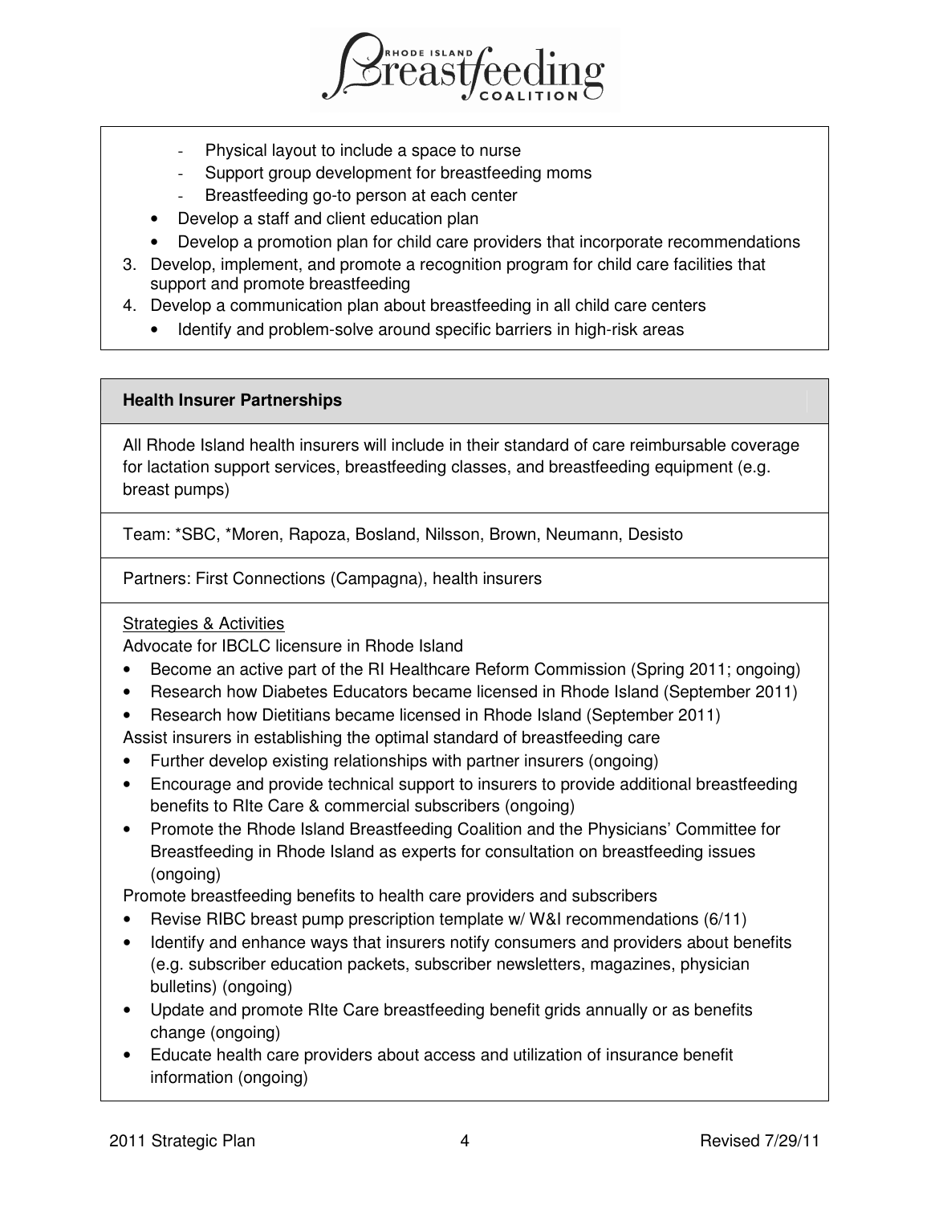- Physical layout to include a space to nurse
- Support group development for breastfeeding moms
- Breastfeeding go-to person at each center

- Develop a staff and client education plan
- Develop a promotion plan for child care providers that incorporate recommendations

3. Develop, implement, and promote a recognition program for child care facilities that support and promote breastfeeding
4. Develop a communication plan about breastfeeding in all child care centers
   - Identify and problem-solve around specific barriers in high-risk areas

**Health Insurer Partnerships**

All Rhode Island health insurers will include in their standard of care reimbursable coverage for lactation support services, breastfeeding classes, and breastfeeding equipment (e.g. breast pumps)

Team: *SBC, *Moren, Rapoza, Bosland, Nilsson, Brown, Neumann, Desisto

Partners: First Connections (Campagna), health insurers

<u>Strategies & Activities</u>

Advocate for IBCLC licensure in Rhode Island

- Become an active part of the RI Healthcare Reform Commission (Spring 2011; ongoing)
- Research how Diabetes Educators became licensed in Rhode Island (September 2011)
- Research how Dietitians became licensed in Rhode Island (September 2011)

Assist insurers in establishing the optimal standard of breastfeeding care

- Further develop existing relationships with partner insurers (ongoing)
- Encourage and provide technical support to insurers to provide additional breastfeeding benefits to RIte Care & commercial subscribers (ongoing)
- Promote the Rhode Island Breastfeeding Coalition and the Physicians' Committee for Breastfeeding in Rhode Island as experts for consultation on breastfeeding issues (ongoing)

Promote breastfeeding benefits to health care providers and subscribers

- Revise RIBC breast pump prescription template w/ W&I recommendations (6/11)
- Identify and enhance ways that insurers notify consumers and providers about benefits (e.g. subscriber education packets, subscriber newsletters, magazines, physician bulletins) (ongoing)
- Update and promote RIte Care breastfeeding benefit grids annually or as benefits change (ongoing)
- Educate health care providers about access and utilization of insurance benefit information (ongoing)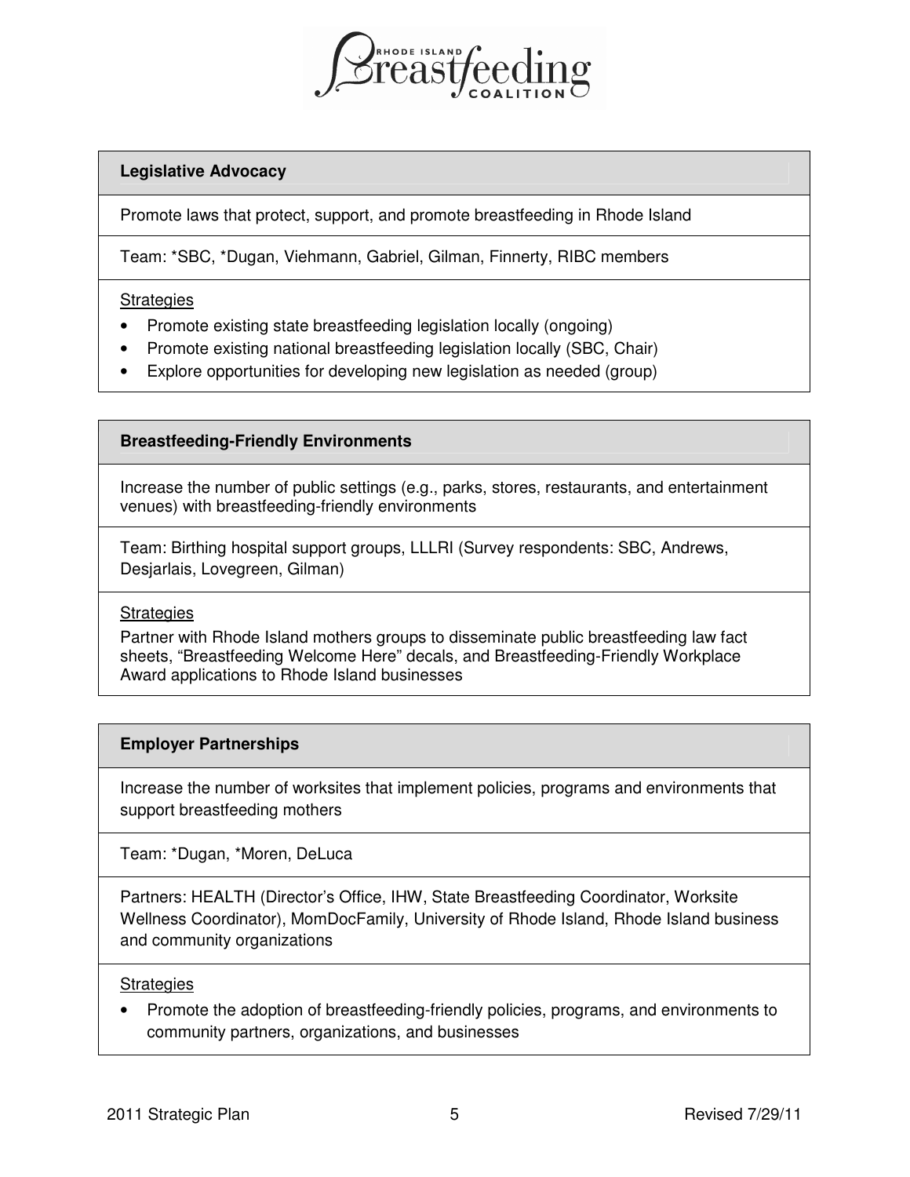## Legislative Advocacy

Promote laws that protect, support, and promote breastfeeding in Rhode Island

Team: *SBC, *Dugan, Viehmann, Gabriel, Gilman, Finnerty, RIBC members

Strategies

- Promote existing state breastfeeding legislation locally (ongoing)
- Promote existing national breastfeeding legislation locally (SBC, Chair)
- Explore opportunities for developing new legislation as needed (group)

## Breastfeeding-Friendly Environments

Increase the number of public settings (e.g., parks, stores, restaurants, and entertainment venues) with breastfeeding-friendly environments

Team: Birthing hospital support groups, LLLRI (Survey respondents: SBC, Andrews, Desjarlais, Lovegreen, Gilman)

Strategies

Partner with Rhode Island mothers groups to disseminate public breastfeeding law fact sheets, "Breastfeeding Welcome Here" decals, and Breastfeeding-Friendly Workplace Award applications to Rhode Island businesses

## Employer Partnerships

Increase the number of worksites that implement policies, programs and environments that support breastfeeding mothers

Team: *Dugan, *Moren, DeLuca

Partners: HEALTH (Director's Office, IHW, State Breastfeeding Coordinator, Worksite Wellness Coordinator), MomDocFamily, University of Rhode Island, Rhode Island business and community organizations

Strategies

- Promote the adoption of breastfeeding-friendly policies, programs, and environments to community partners, organizations, and businesses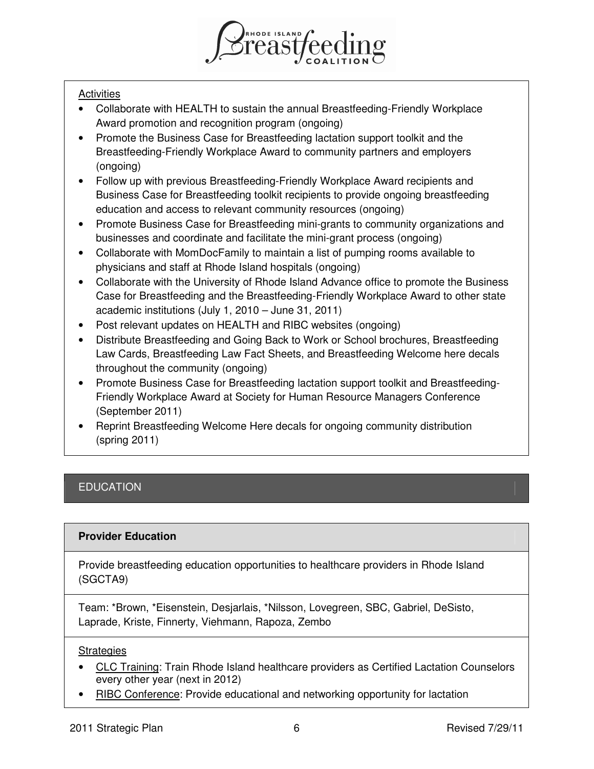Activities

- Collaborate with HEALTH to sustain the annual Breastfeeding-Friendly Workplace Award promotion and recognition program (ongoing)
- Promote the Business Case for Breastfeeding lactation support toolkit and the Breastfeeding-Friendly Workplace Award to community partners and employers (ongoing)
- Follow up with previous Breastfeeding-Friendly Workplace Award recipients and Business Case for Breastfeeding toolkit recipients to provide ongoing breastfeeding education and access to relevant community resources (ongoing)
- Promote Business Case for Breastfeeding mini-grants to community organizations and businesses and coordinate and facilitate the mini-grant process (ongoing)
- Collaborate with MomDocFamily to maintain a list of pumping rooms available to physicians and staff at Rhode Island hospitals (ongoing)
- Collaborate with the University of Rhode Island Advance office to promote the Business Case for Breastfeeding and the Breastfeeding-Friendly Workplace Award to other state academic institutions (July 1, 2010 – June 31, 2011)
- Post relevant updates on HEALTH and RIBC websites (ongoing)
- Distribute Breastfeeding and Going Back to Work or School brochures, Breastfeeding Law Cards, Breastfeeding Law Fact Sheets, and Breastfeeding Welcome here decals throughout the community (ongoing)
- Promote Business Case for Breastfeeding lactation support toolkit and Breastfeeding-Friendly Workplace Award at Society for Human Resource Managers Conference (September 2011)
- Reprint Breastfeeding Welcome Here decals for ongoing community distribution (spring 2011)

## EDUCATION

### Provider Education

Provide breastfeeding education opportunities to healthcare providers in Rhode Island (SGCTA9)

Team: *Brown, *Eisenstein, Desjarlais, *Nilsson, Lovegreen, SBC, Gabriel, DeSisto, Laprade, Kriste, Finnerty, Viehmann, Rapoza, Zembo

Strategies

- CLC Training: Train Rhode Island healthcare providers as Certified Lactation Counselors every other year (next in 2012)
- RIBC Conference: Provide educational and networking opportunity for lactation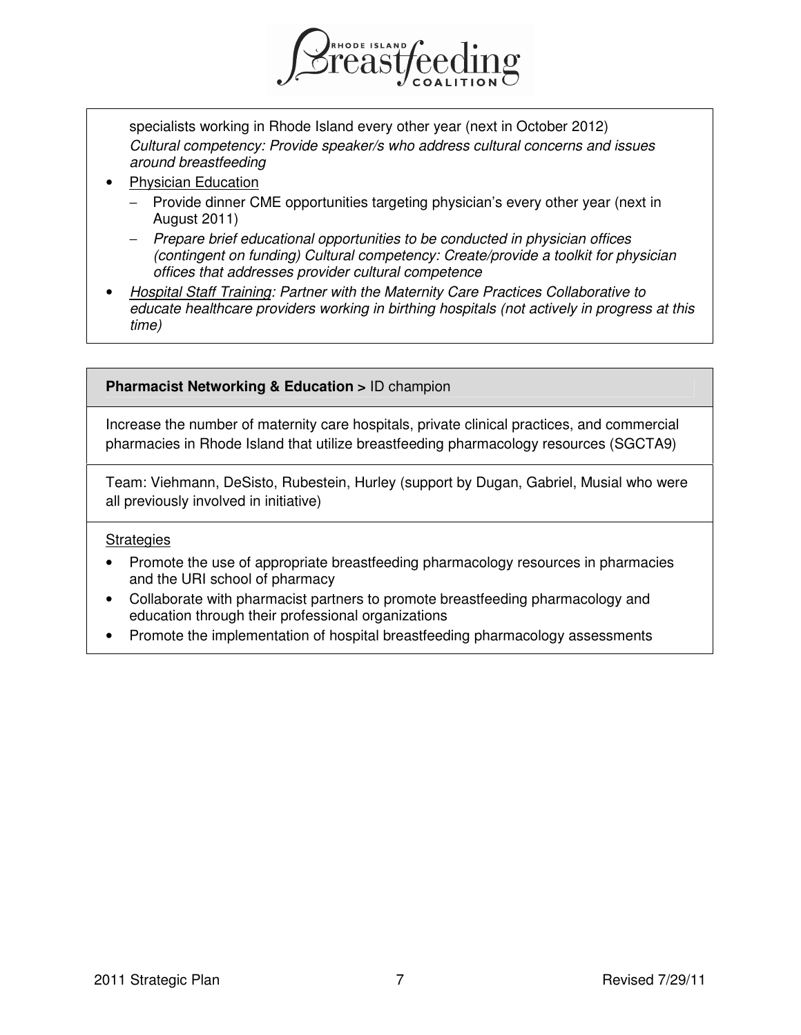specialists working in Rhode Island every other year (next in October 2012)
*Cultural competency: Provide speaker/s who address cultural concerns and issues around breastfeeding*

- Physician Education
  - Provide dinner CME opportunities targeting physician's every other year (next in August 2011)
  - *Prepare brief educational opportunities to be conducted in physician offices (contingent on funding) Cultural competency: Create/provide a toolkit for physician offices that addresses provider cultural competence*
- *Hospital Staff Training: Partner with the Maternity Care Practices Collaborative to educate healthcare providers working in birthing hospitals (not actively in progress at this time)*

**Pharmacist Networking & Education >** ID champion

Increase the number of maternity care hospitals, private clinical practices, and commercial pharmacies in Rhode Island that utilize breastfeeding pharmacology resources (SGCTA9)

Team: Viehmann, DeSisto, Rubestein, Hurley (support by Dugan, Gabriel, Musial who were all previously involved in initiative)

Strategies

- Promote the use of appropriate breastfeeding pharmacology resources in pharmacies and the URI school of pharmacy
- Collaborate with pharmacist partners to promote breastfeeding pharmacology and education through their professional organizations
- Promote the implementation of hospital breastfeeding pharmacology assessments